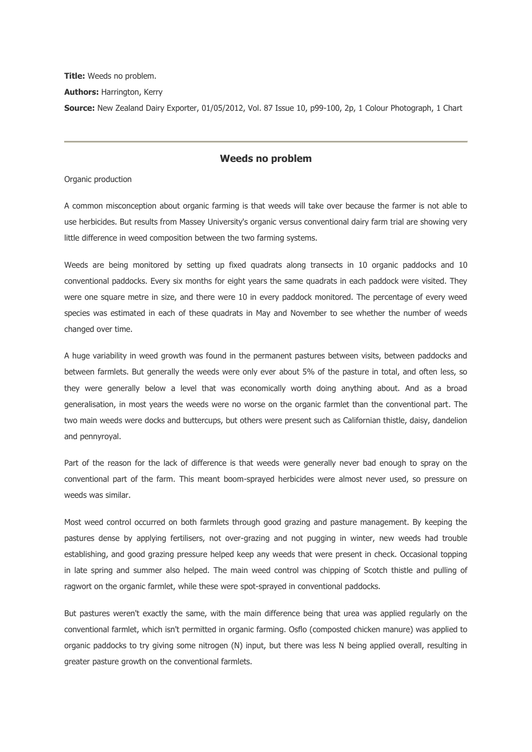**Title:** Weeds no problem.

**Authors:** Harrington, Kerry

**Source:** New Zealand Dairy Exporter, 01/05/2012, Vol. 87 Issue 10, p99-100, 2p, 1 Colour Photograph, 1 Chart

---

## Weeds no problem

Organic production

A common misconception about organic farming is that weeds will take over because the farmer is not able to use herbicides. But results from Massey University's organic versus conventional dairy farm trial are showing very little difference in weed composition between the two farming systems.

Weeds are being monitored by setting up fixed quadrats along transects in 10 organic paddocks and 10 conventional paddocks. Every six months for eight years the same quadrats in each paddock were visited. They were one square metre in size, and there were 10 in every paddock monitored. The percentage of every weed species was estimated in each of these quadrats in May and November to see whether the number of weeds changed over time.

A huge variability in weed growth was found in the permanent pastures between visits, between paddocks and between farmlets. But generally the weeds were only ever about 5% of the pasture in total, and often less, so they were generally below a level that was economically worth doing anything about. And as a broad generalisation, in most years the weeds were no worse on the organic farmlet than the conventional part. The two main weeds were docks and buttercups, but others were present such as Californian thistle, daisy, dandelion and pennyroyal.

Part of the reason for the lack of difference is that weeds were generally never bad enough to spray on the conventional part of the farm. This meant boom-sprayed herbicides were almost never used, so pressure on weeds was similar.

Most weed control occurred on both farmlets through good grazing and pasture management. By keeping the pastures dense by applying fertilisers, not over-grazing and not pugging in winter, new weeds had trouble establishing, and good grazing pressure helped keep any weeds that were present in check. Occasional topping in late spring and summer also helped. The main weed control was chipping of Scotch thistle and pulling of ragwort on the organic farmlet, while these were spot-sprayed in conventional paddocks.

But pastures weren't exactly the same, with the main difference being that urea was applied regularly on the conventional farmlet, which isn't permitted in organic farming. Osflo (composted chicken manure) was applied to organic paddocks to try giving some nitrogen (N) input, but there was less N being applied overall, resulting in greater pasture growth on the conventional farmlets.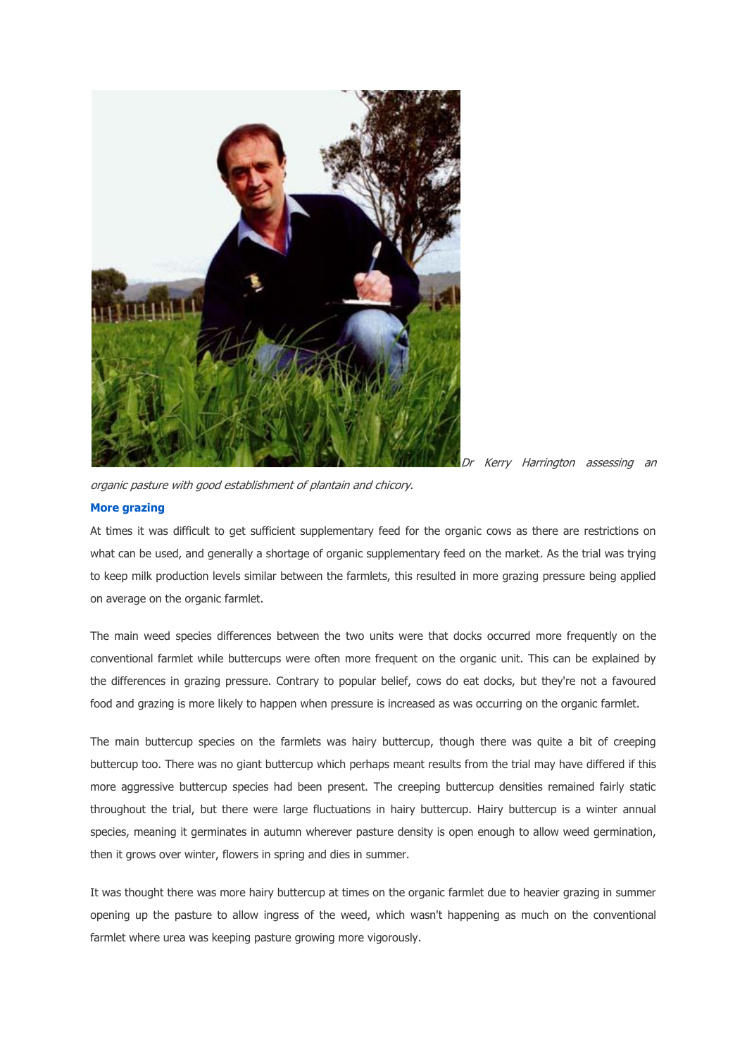*Dr Kerry Harrington assessing an organic pasture with good establishment of plantain and chicory.*

### More grazing

At times it was difficult to get sufficient supplementary feed for the organic cows as there are restrictions on what can be used, and generally a shortage of organic supplementary feed on the market. As the trial was trying to keep milk production levels similar between the farmlets, this resulted in more grazing pressure being applied on average on the organic farmlet.

The main weed species differences between the two units were that docks occurred more frequently on the conventional farmlet while buttercups were often more frequent on the organic unit. This can be explained by the differences in grazing pressure. Contrary to popular belief, cows do eat docks, but they're not a favoured food and grazing is more likely to happen when pressure is increased as was occurring on the organic farmlet.

The main buttercup species on the farmlets was hairy buttercup, though there was quite a bit of creeping buttercup too. There was no giant buttercup which perhaps meant results from the trial may have differed if this more aggressive buttercup species had been present. The creeping buttercup densities remained fairly static throughout the trial, but there were large fluctuations in hairy buttercup. Hairy buttercup is a winter annual species, meaning it germinates in autumn wherever pasture density is open enough to allow weed germination, then it grows over winter, flowers in spring and dies in summer.

It was thought there was more hairy buttercup at times on the organic farmlet due to heavier grazing in summer opening up the pasture to allow ingress of the weed, which wasn't happening as much on the conventional farmlet where urea was keeping pasture growing more vigorously.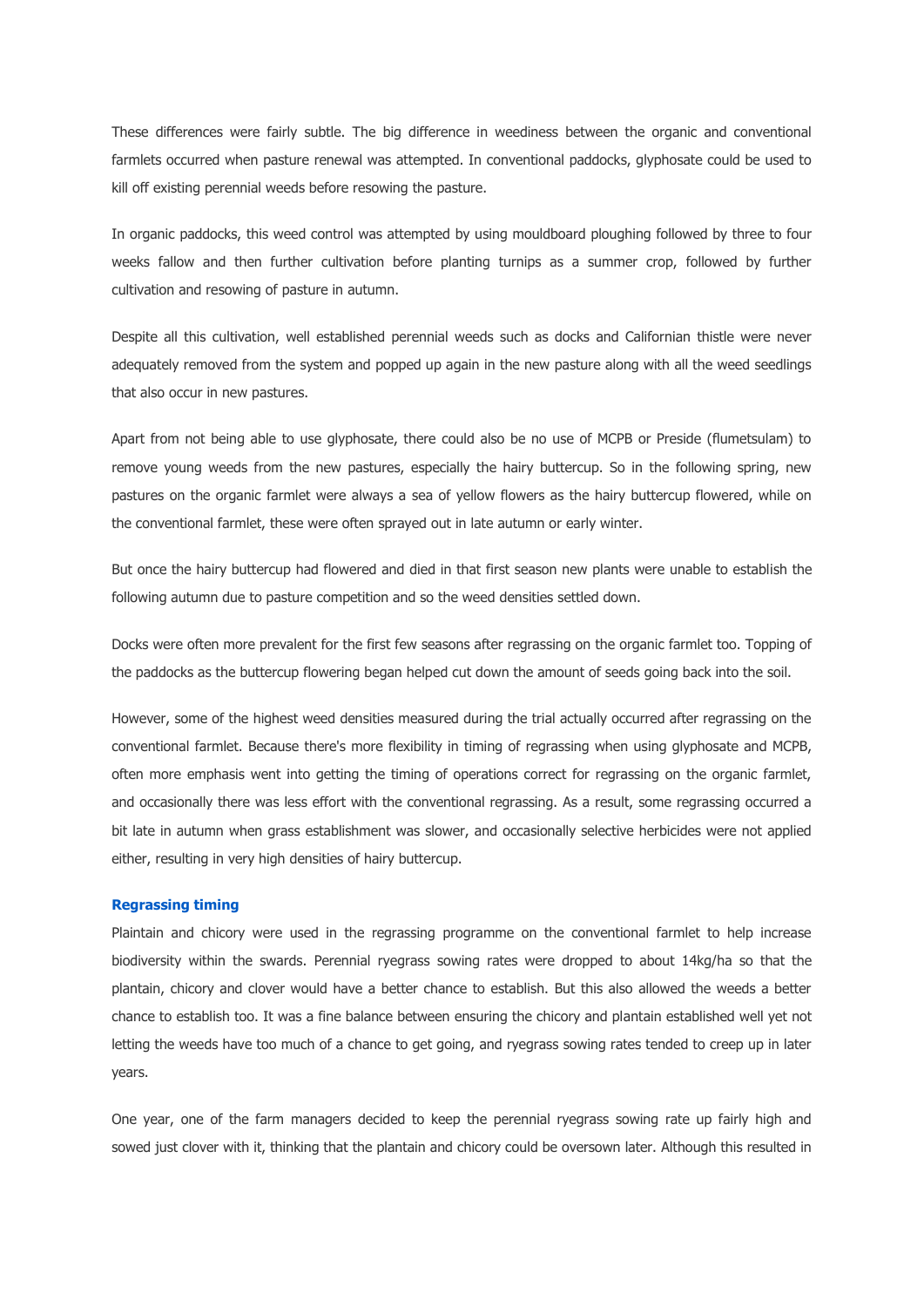These differences were fairly subtle. The big difference in weediness between the organic and conventional farmlets occurred when pasture renewal was attempted. In conventional paddocks, glyphosate could be used to kill off existing perennial weeds before resowing the pasture.

In organic paddocks, this weed control was attempted by using mouldboard ploughing followed by three to four weeks fallow and then further cultivation before planting turnips as a summer crop, followed by further cultivation and resowing of pasture in autumn.

Despite all this cultivation, well established perennial weeds such as docks and Californian thistle were never adequately removed from the system and popped up again in the new pasture along with all the weed seedlings that also occur in new pastures.

Apart from not being able to use glyphosate, there could also be no use of MCPB or Preside (flumetsulam) to remove young weeds from the new pastures, especially the hairy buttercup. So in the following spring, new pastures on the organic farmlet were always a sea of yellow flowers as the hairy buttercup flowered, while on the conventional farmlet, these were often sprayed out in late autumn or early winter.

But once the hairy buttercup had flowered and died in that first season new plants were unable to establish the following autumn due to pasture competition and so the weed densities settled down.

Docks were often more prevalent for the first few seasons after regrassing on the organic farmlet too. Topping of the paddocks as the buttercup flowering began helped cut down the amount of seeds going back into the soil.

However, some of the highest weed densities measured during the trial actually occurred after regrassing on the conventional farmlet. Because there's more flexibility in timing of regrassing when using glyphosate and MCPB, often more emphasis went into getting the timing of operations correct for regrassing on the organic farmlet, and occasionally there was less effort with the conventional regrassing. As a result, some regrassing occurred a bit late in autumn when grass establishment was slower, and occasionally selective herbicides were not applied either, resulting in very high densities of hairy buttercup.

### Regrassing timing

Plaintain and chicory were used in the regrassing programme on the conventional farmlet to help increase biodiversity within the swards. Perennial ryegrass sowing rates were dropped to about 14kg/ha so that the plantain, chicory and clover would have a better chance to establish. But this also allowed the weeds a better chance to establish too. It was a fine balance between ensuring the chicory and plantain established well yet not letting the weeds have too much of a chance to get going, and ryegrass sowing rates tended to creep up in later years.

One year, one of the farm managers decided to keep the perennial ryegrass sowing rate up fairly high and sowed just clover with it, thinking that the plantain and chicory could be oversown later. Although this resulted in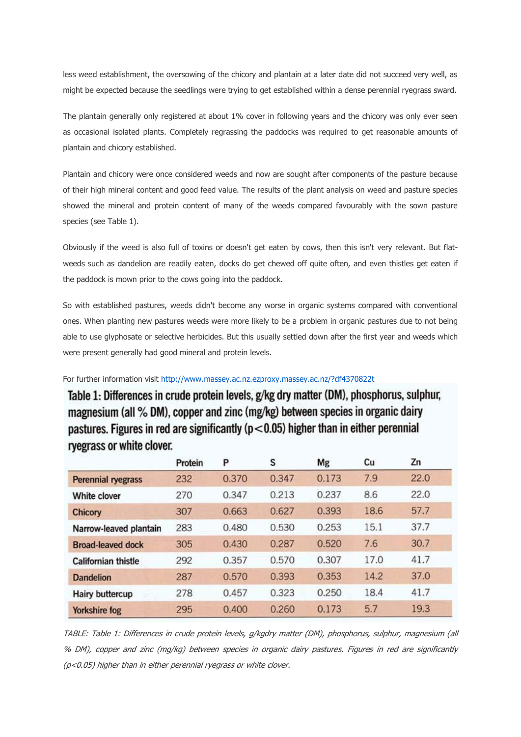less weed establishment, the oversowing of the chicory and plantain at a later date did not succeed very well, as might be expected because the seedlings were trying to get established within a dense perennial ryegrass sward.

The plantain generally only registered at about 1% cover in following years and the chicory was only ever seen as occasional isolated plants. Completely regrassing the paddocks was required to get reasonable amounts of plantain and chicory established.

Plantain and chicory were once considered weeds and now are sought after components of the pasture because of their high mineral content and good feed value. The results of the plant analysis on weed and pasture species showed the mineral and protein content of many of the weeds compared favourably with the sown pasture species (see Table 1).

Obviously if the weed is also full of toxins or doesn't get eaten by cows, then this isn't very relevant. But flat-weeds such as dandelion are readily eaten, docks do get chewed off quite often, and even thistles get eaten if the paddock is mown prior to the cows going into the paddock.

So with established pastures, weeds didn't become any worse in organic systems compared with conventional ones. When planting new pastures weeds were more likely to be a problem in organic pastures due to not being able to use glyphosate or selective herbicides. But this usually settled down after the first year and weeds which were present generally had good mineral and protein levels.

For further information visit http://www.massey.ac.nz.ezproxy.massey.ac.nz/?df4370822t

**Table 1: Differences in crude protein levels, g/kg dry matter (DM), phosphorus, sulphur, magnesium (all % DM), copper and zinc (mg/kg) between species in organic dairy pastures. Figures in red are significantly ($p<0.05$) higher than in either perennial ryegrass or white clover.**

| | Protein | P | S | Mg | Cu | Zn |
|---|---|---|---|---|---|---|
| Perennial ryegrass | 232 | 0.370 | 0.347 | 0.173 | 7.9 | 22.0 |
| White clover | 270 | 0.347 | 0.213 | 0.237 | 8.6 | 22.0 |
| Chicory | 307 | 0.663 | 0.627 | 0.393 | 18.6 | 57.7 |
| Narrow-leaved plantain | 283 | 0.480 | 0.530 | 0.253 | 15.1 | 37.7 |
| Broad-leaved dock | 305 | 0.430 | 0.287 | 0.520 | 7.6 | 30.7 |
| Californian thistle | 292 | 0.357 | 0.570 | 0.307 | 17.0 | 41.7 |
| Dandelion | 287 | 0.570 | 0.393 | 0.353 | 14.2 | 37.0 |
| Hairy buttercup | 278 | 0.457 | 0.323 | 0.250 | 18.4 | 41.7 |
| Yorkshire fog | 295 | 0.400 | 0.260 | 0.173 | 5.7 | 19.3 |

*TABLE: Table 1: Differences in crude protein levels, g/kgdry matter (DM), phosphorus, sulphur, magnesium (all % DM), copper and zinc (mg/kg) between species in organic dairy pastures. Figures in red are significantly ($p<0.05$) higher than in either perennial ryegrass or white clover.*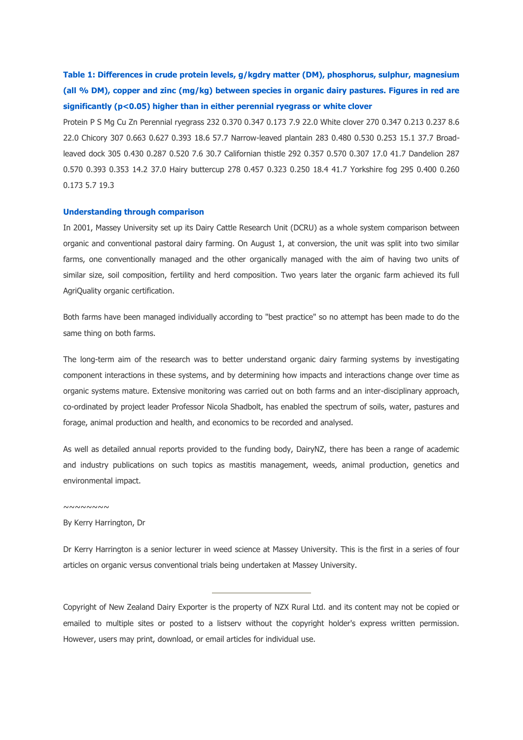**Table 1: Differences in crude protein levels, g/kgdry matter (DM), phosphorus, sulphur, magnesium (all % DM), copper and zinc (mg/kg) between species in organic dairy pastures. Figures in red are significantly ($p<0.05$) higher than in either perennial ryegrass or white clover**

| | Protein | P | S | Mg | Cu | Zn |
|---|---|---|---|---|---|---|
| Perennial ryegrass | 232 | 0.370 | 0.347 | 0.173 | 7.9 | 22.0 |
| White clover | 270 | 0.347 | 0.213 | 0.237 | 8.6 | 22.0 |
| Chicory | 307 | 0.663 | 0.627 | 0.393 | 18.6 | 57.7 |
| Narrow-leaved plantain | 283 | 0.480 | 0.530 | 0.253 | 15.1 | 37.7 |
| Broad-leaved dock | 305 | 0.430 | 0.287 | 0.520 | 7.6 | 30.7 |
| Californian thistle | 292 | 0.357 | 0.570 | 0.307 | 17.0 | 41.7 |
| Dandelion | 287 | 0.570 | 0.393 | 0.353 | 14.2 | 37.0 |
| Hairy buttercup | 278 | 0.457 | 0.323 | 0.250 | 18.4 | 41.7 |
| Yorkshire fog | 295 | 0.400 | 0.260 | 0.173 | 5.7 | 19.3 |

### Understanding through comparison

In 2001, Massey University set up its Dairy Cattle Research Unit (DCRU) as a whole system comparison between organic and conventional pastoral dairy farming. On August 1, at conversion, the unit was split into two similar farms, one conventionally managed and the other organically managed with the aim of having two units of similar size, soil composition, fertility and herd composition. Two years later the organic farm achieved its full AgriQuality organic certification.

Both farms have been managed individually according to "best practice" so no attempt has been made to do the same thing on both farms.

The long-term aim of the research was to better understand organic dairy farming systems by investigating component interactions in these systems, and by determining how impacts and interactions change over time as organic systems mature. Extensive monitoring was carried out on both farms and an inter-disciplinary approach, co-ordinated by project leader Professor Nicola Shadbolt, has enabled the spectrum of soils, water, pastures and forage, animal production and health, and economics to be recorded and analysed.

As well as detailed annual reports provided to the funding body, DairyNZ, there has been a range of academic and industry publications on such topics as mastitis management, weeds, animal production, genetics and environmental impact.

~~~~~~~~

By Kerry Harrington, Dr

Dr Kerry Harrington is a senior lecturer in weed science at Massey University. This is the first in a series of four articles on organic versus conventional trials being undertaken at Massey University.

---

Copyright of New Zealand Dairy Exporter is the property of NZX Rural Ltd. and its content may not be copied or emailed to multiple sites or posted to a listserv without the copyright holder's express written permission. However, users may print, download, or email articles for individual use.